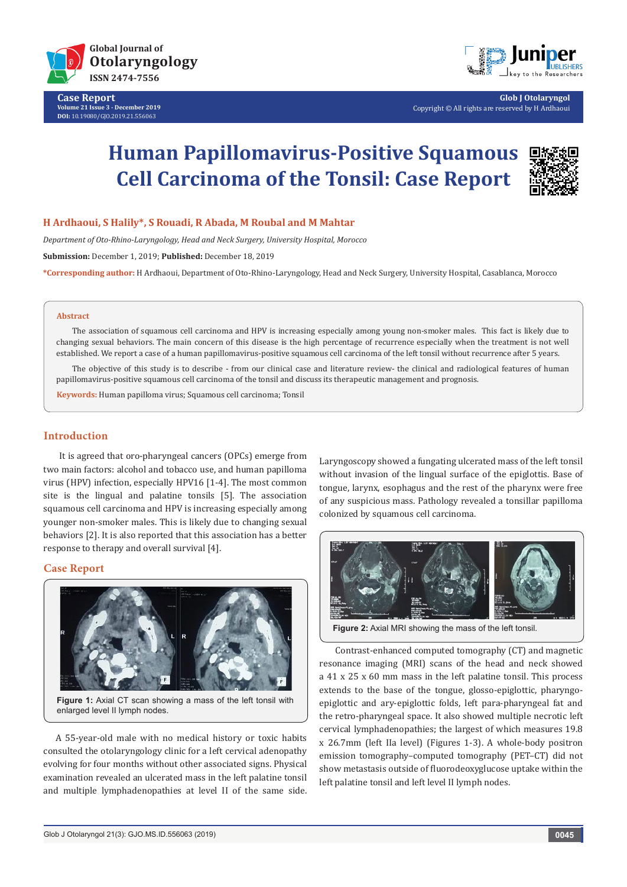# Human Papillomavirus-Positive Squamous Cell Carcinoma of the Tonsil: Case Report

**H Ardhaoui, S Halily*, S Rouadi, R Abada, M Roubal and M Mahtar**

*Department of Oto-Rhino-Laryngology, Head and Neck Surgery, University Hospital, Morocco*

**Submission:** December 1, 2019; **Published:** December 18, 2019

***Corresponding author:** H Ardhaoui, Department of Oto-Rhino-Laryngology, Head and Neck Surgery, University Hospital, Casablanca, Morocco

## Abstract

The association of squamous cell carcinoma and HPV is increasing especially among young non-smoker males. This fact is likely due to changing sexual behaviors. The main concern of this disease is the high percentage of recurrence especially when the treatment is not well established. We report a case of a human papillomavirus-positive squamous cell carcinoma of the left tonsil without recurrence after 5 years.

The objective of this study is to describe - from our clinical case and literature review- the clinical and radiological features of human papillomavirus-positive squamous cell carcinoma of the tonsil and discuss its therapeutic management and prognosis.

**Keywords:** Human papilloma virus; Squamous cell carcinoma; Tonsil

## Introduction

It is agreed that oro-pharyngeal cancers (OPCs) emerge from two main factors: alcohol and tobacco use, and human papilloma virus (HPV) infection, especially HPV16 [1-4]. The most common site is the lingual and palatine tonsils [5]. The association squamous cell carcinoma and HPV is increasing especially among younger non-smoker males. This is likely due to changing sexual behaviors [2]. It is also reported that this association has a better response to therapy and overall survival [4].

## Case Report

Figure 1: Axial CT scan showing a mass of the left tonsil with enlarged level II lymph nodes.

A 55-year-old male with no medical history or toxic habits consulted the otolaryngology clinic for a left cervical adenopathy evolving for four months without other associated signs. Physical examination revealed an ulcerated mass in the left palatine tonsil and multiple lymphadenopathies at level II of the same side. Laryngoscopy showed a fungating ulcerated mass of the left tonsil without invasion of the lingual surface of the epiglottis. Base of tongue, larynx, esophagus and the rest of the pharynx were free of any suspicious mass. Pathology revealed a tonsillar papilloma colonized by squamous cell carcinoma.

Figure 2: Axial MRI showing the mass of the left tonsil.

Contrast-enhanced computed tomography (CT) and magnetic resonance imaging (MRI) scans of the head and neck showed a 41 x 25 x 60 mm mass in the left palatine tonsil. This process extends to the base of the tongue, glosso-epiglottic, pharyngo-epiglottic and ary-epiglottic folds, left para-pharyngeal fat and the retro-pharyngeal space. It also showed multiple necrotic left cervical lymphadenopathies; the largest of which measures 19.8 x 26.7mm (left IIa level) (Figures 1-3). A whole-body positron emission tomography–computed tomography (PET–CT) did not show metastasis outside of fluorodeoxyglucose uptake within the left palatine tonsil and left level II lymph nodes.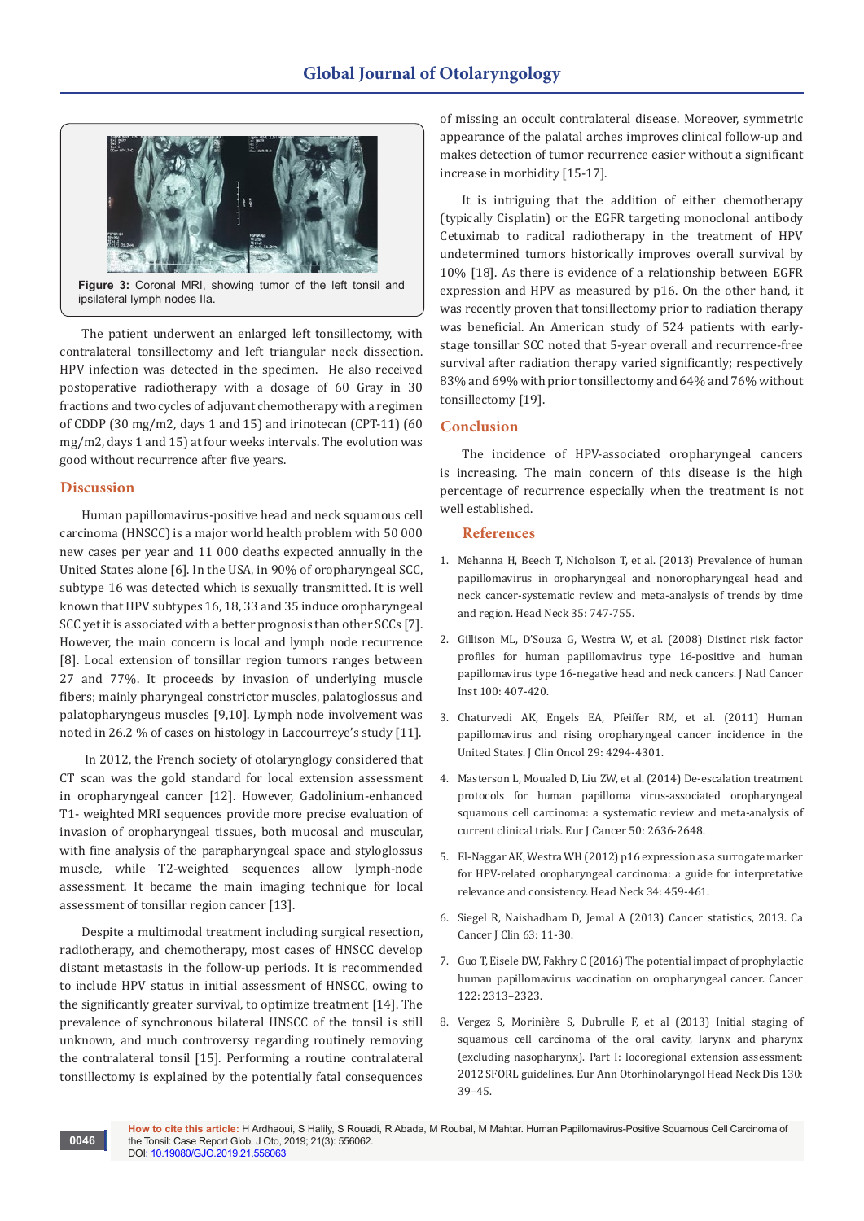**Figure 3:** Coronal MRI, showing tumor of the left tonsil and ipsilateral lymph nodes IIa.

The patient underwent an enlarged left tonsillectomy, with contralateral tonsillectomy and left triangular neck dissection. HPV infection was detected in the specimen. He also received postoperative radiotherapy with a dosage of 60 Gray in 30 fractions and two cycles of adjuvant chemotherapy with a regimen of CDDP (30 mg/m2, days 1 and 15) and irinotecan (CPT-11) (60 mg/m2, days 1 and 15) at four weeks intervals. The evolution was good without recurrence after five years.

## Discussion

Human papillomavirus-positive head and neck squamous cell carcinoma (HNSCC) is a major world health problem with 50 000 new cases per year and 11 000 deaths expected annually in the United States alone [6]. In the USA, in 90% of oropharyngeal SCC, subtype 16 was detected which is sexually transmitted. It is well known that HPV subtypes 16, 18, 33 and 35 induce oropharyngeal SCC yet it is associated with a better prognosis than other SCCs [7]. However, the main concern is local and lymph node recurrence [8]. Local extension of tonsillar region tumors ranges between 27 and 77%. It proceeds by invasion of underlying muscle fibers; mainly pharyngeal constrictor muscles, palatoglossus and palatopharyngeus muscles [9,10]. Lymph node involvement was noted in 26.2 % of cases on histology in Laccourreye's study [11].

In 2012, the French society of otolaryngology considered that CT scan was the gold standard for local extension assessment in oropharyngeal cancer [12]. However, Gadolinium-enhanced T1- weighted MRI sequences provide more precise evaluation of invasion of oropharyngeal tissues, both mucosal and muscular, with fine analysis of the parapharyngeal space and styloglossus muscle, while T2-weighted sequences allow lymph-node assessment. It became the main imaging technique for local assessment of tonsillar region cancer [13].

Despite a multimodal treatment including surgical resection, radiotherapy, and chemotherapy, most cases of HNSCC develop distant metastasis in the follow-up periods. It is recommended to include HPV status in initial assessment of HNSCC, owing to the significantly greater survival, to optimize treatment [14]. The prevalence of synchronous bilateral HNSCC of the tonsil is still unknown, and much controversy regarding routinely removing the contralateral tonsil [15]. Performing a routine contralateral tonsillectomy is explained by the potentially fatal consequences of missing an occult contralateral disease. Moreover, symmetric appearance of the palatal arches improves clinical follow-up and makes detection of tumor recurrence easier without a significant increase in morbidity [15-17].

It is intriguing that the addition of either chemotherapy (typically Cisplatin) or the EGFR targeting monoclonal antibody Cetuximab to radical radiotherapy in the treatment of HPV undetermined tumors historically improves overall survival by 10% [18]. As there is evidence of a relationship between EGFR expression and HPV as measured by p16. On the other hand, it was recently proven that tonsillectomy prior to radiation therapy was beneficial. An American study of 524 patients with early-stage tonsillar SCC noted that 5-year overall and recurrence-free survival after radiation therapy varied significantly; respectively 83% and 69% with prior tonsillectomy and 64% and 76% without tonsillectomy [19].

## Conclusion

The incidence of HPV-associated oropharyngeal cancers is increasing. The main concern of this disease is the high percentage of recurrence especially when the treatment is not well established.

## References

1. Mehanna H, Beech T, Nicholson T, et al. (2013) Prevalence of human papillomavirus in oropharyngeal and nonoropharyngeal head and neck cancer-systematic review and meta-analysis of trends by time and region. Head Neck 35: 747-755.
2. Gillison ML, D'Souza G, Westra W, et al. (2008) Distinct risk factor profiles for human papillomavirus type 16-positive and human papillomavirus type 16-negative head and neck cancers. J Natl Cancer Inst 100: 407-420.
3. Chaturvedi AK, Engels EA, Pfeiffer RM, et al. (2011) Human papillomavirus and rising oropharyngeal cancer incidence in the United States. J Clin Oncol 29: 4294-4301.
4. Masterson L, Moualed D, Liu ZW, et al. (2014) De-escalation treatment protocols for human papilloma virus-associated oropharyngeal squamous cell carcinoma: a systematic review and meta-analysis of current clinical trials. Eur J Cancer 50: 2636-2648.
5. El-Naggar AK, Westra WH (2012) p16 expression as a surrogate marker for HPV-related oropharyngeal carcinoma: a guide for interpretative relevance and consistency. Head Neck 34: 459-461.
6. Siegel R, Naishadham D, Jemal A (2013) Cancer statistics, 2013. Ca Cancer J Clin 63: 11-30.
7. Guo T, Eisele DW, Fakhry C (2016) The potential impact of prophylactic human papillomavirus vaccination on oropharyngeal cancer. Cancer 122: 2313–2323.
8. Vergez S, Morinière S, Dubrulle F, et al (2013) Initial staging of squamous cell carcinoma of the oral cavity, larynx and pharynx (excluding nasopharynx). Part I: locoregional extension assessment: 2012 SFORL guidelines. Eur Ann Otorhinolaryngol Head Neck Dis 130: 39–45.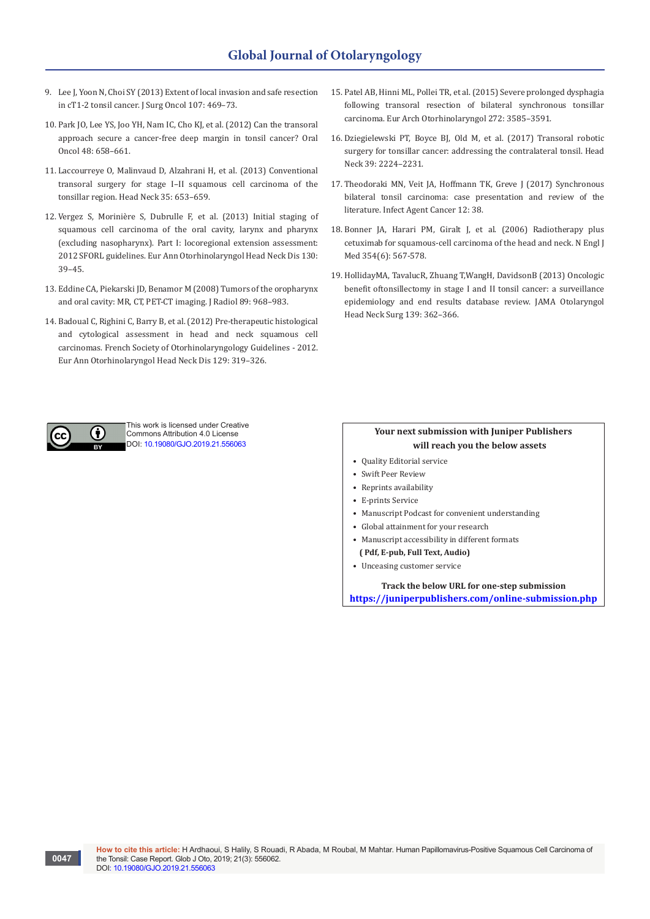9. Lee J, Yoon N, Choi SY (2013) Extent of local invasion and safe resection in cT1-2 tonsil cancer. J Surg Oncol 107: 469–73.
10. Park JO, Lee YS, Joo YH, Nam IC, Cho KJ, et al. (2012) Can the transoral approach secure a cancer-free deep margin in tonsil cancer? Oral Oncol 48: 658–661.
11. Laccourreye O, Malinvaud D, Alzahrani H, et al. (2013) Conventional transoral surgery for stage I–II squamous cell carcinoma of the tonsillar region. Head Neck 35: 653–659.
12. Vergez S, Morinière S, Dubrulle F, et al. (2013) Initial staging of squamous cell carcinoma of the oral cavity, larynx and pharynx (excluding nasopharynx). Part I: locoregional extension assessment: 2012 SFORL guidelines. Eur Ann Otorhinolaryngol Head Neck Dis 130: 39–45.
13. Eddine CA, Piekarski JD, Benamor M (2008) Tumors of the oropharynx and oral cavity: MR, CT, PET-CT imaging. J Radiol 89: 968–983.
14. Badoual C, Righini C, Barry B, et al. (2012) Pre-therapeutic histological and cytological assessment in head and neck squamous cell carcinomas. French Society of Otorhinolaryngology Guidelines - 2012. Eur Ann Otorhinolaryngol Head Neck Dis 129: 319–326.
15. Patel AB, Hinni ML, Pollei TR, et al. (2015) Severe prolonged dysphagia following transoral resection of bilateral synchronous tonsillar carcinoma. Eur Arch Otorhinolaryngol 272: 3585–3591.
16. Dziegielewski PT, Boyce BJ, Old M, et al. (2017) Transoral robotic surgery for tonsillar cancer: addressing the contralateral tonsil. Head Neck 39: 2224–2231.
17. Theodoraki MN, Veit JA, Hoffmann TK, Greve J (2017) Synchronous bilateral tonsil carcinoma: case presentation and review of the literature. Infect Agent Cancer 12: 38.
18. Bonner JA, Harari PM, Giralt J, et al. (2006) Radiotherapy plus cetuximab for squamous-cell carcinoma of the head and neck. N Engl J Med 354(6): 567-578.
19. HollidayMA, TavalucR, Zhuang T,WangH, DavidsonB (2013) Oncologic benefit oftonsillectomy in stage I and II tonsil cancer: a surveillance epidemiology and end results database review. JAMA Otolaryngol Head Neck Surg 139: 362–366.

This work is licensed under Creative Commons Attribution 4.0 License
DOI: 10.19080/GJO.2019.21.556063

**Your next submission with Juniper Publishers will reach you the below assets**

- Quality Editorial service
- Swift Peer Review
- Reprints availability
- E-prints Service
- Manuscript Podcast for convenient understanding
- Global attainment for your research
- Manuscript accessibility in different formats **( Pdf, E-pub, Full Text, Audio)**
- Unceasing customer service

**Track the below URL for one-step submission**
**https://juniperpublishers.com/online-submission.php**